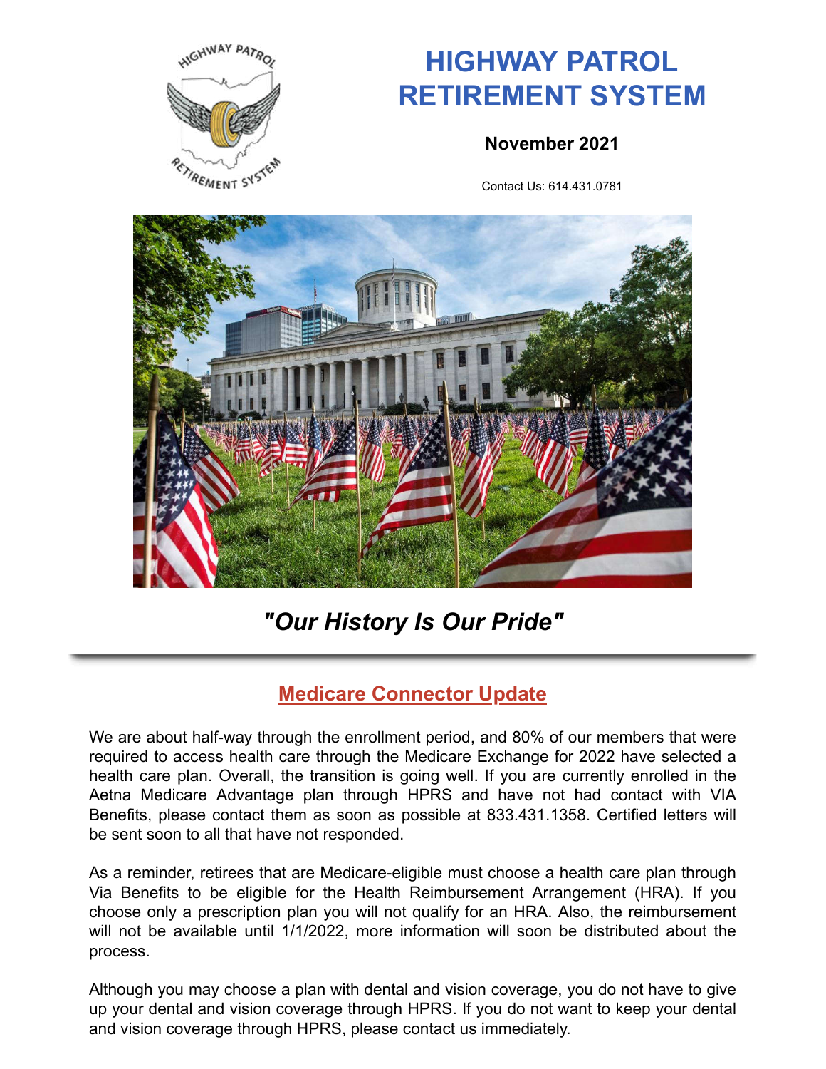# HIGHWAY PATROL RETIREMENT SYSTEM

**November 2021**

Contact Us: 614.431.0781

## *"Our History Is Our Pride"*

## Medicare Connector Update

We are about half-way through the enrollment period, and 80% of our members that were required to access health care through the Medicare Exchange for 2022 have selected a health care plan. Overall, the transition is going well. If you are currently enrolled in the Aetna Medicare Advantage plan through HPRS and have not had contact with VIA Benefits, please contact them as soon as possible at 833.431.1358. Certified letters will be sent soon to all that have not responded.

As a reminder, retirees that are Medicare-eligible must choose a health care plan through Via Benefits to be eligible for the Health Reimbursement Arrangement (HRA). If you choose only a prescription plan you will not qualify for an HRA. Also, the reimbursement will not be available until 1/1/2022, more information will soon be distributed about the process.

Although you may choose a plan with dental and vision coverage, you do not have to give up your dental and vision coverage through HPRS. If you do not want to keep your dental and vision coverage through HPRS, please contact us immediately.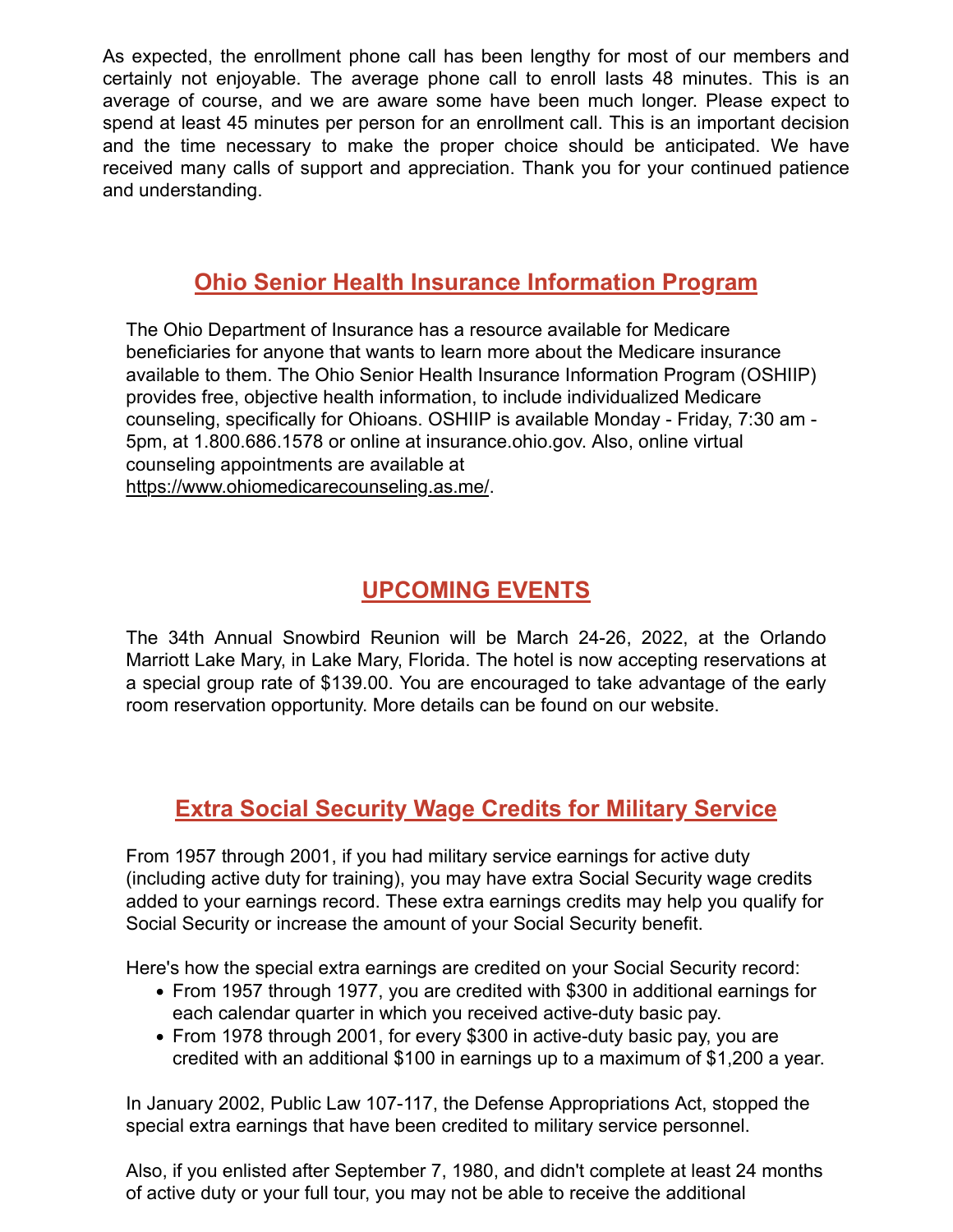As expected, the enrollment phone call has been lengthy for most of our members and certainly not enjoyable. The average phone call to enroll lasts 48 minutes. This is an average of course, and we are aware some have been much longer. Please expect to spend at least 45 minutes per person for an enrollment call. This is an important decision and the time necessary to make the proper choice should be anticipated. We have received many calls of support and appreciation. Thank you for your continued patience and understanding.

## Ohio Senior Health Insurance Information Program

The Ohio Department of Insurance has a resource available for Medicare beneficiaries for anyone that wants to learn more about the Medicare insurance available to them. The Ohio Senior Health Insurance Information Program (OSHIIP) provides free, objective health information, to include individualized Medicare counseling, specifically for Ohioans. OSHIIP is available Monday - Friday, 7:30 am - 5pm, at 1.800.686.1578 or online at insurance.ohio.gov. Also, online virtual counseling appointments are available at https://www.ohiomedicarecounseling.as.me/.

## UPCOMING EVENTS

The 34th Annual Snowbird Reunion will be March 24-26, 2022, at the Orlando Marriott Lake Mary, in Lake Mary, Florida. The hotel is now accepting reservations at a special group rate of $139.00. You are encouraged to take advantage of the early room reservation opportunity. More details can be found on our website.

## Extra Social Security Wage Credits for Military Service

From 1957 through 2001, if you had military service earnings for active duty (including active duty for training), you may have extra Social Security wage credits added to your earnings record. These extra earnings credits may help you qualify for Social Security or increase the amount of your Social Security benefit.

Here's how the special extra earnings are credited on your Social Security record:

- From 1957 through 1977, you are credited with $300 in additional earnings for each calendar quarter in which you received active-duty basic pay.
- From 1978 through 2001, for every $300 in active-duty basic pay, you are credited with an additional $100 in earnings up to a maximum of $1,200 a year.

In January 2002, Public Law 107-117, the Defense Appropriations Act, stopped the special extra earnings that have been credited to military service personnel.

Also, if you enlisted after September 7, 1980, and didn't complete at least 24 months of active duty or your full tour, you may not be able to receive the additional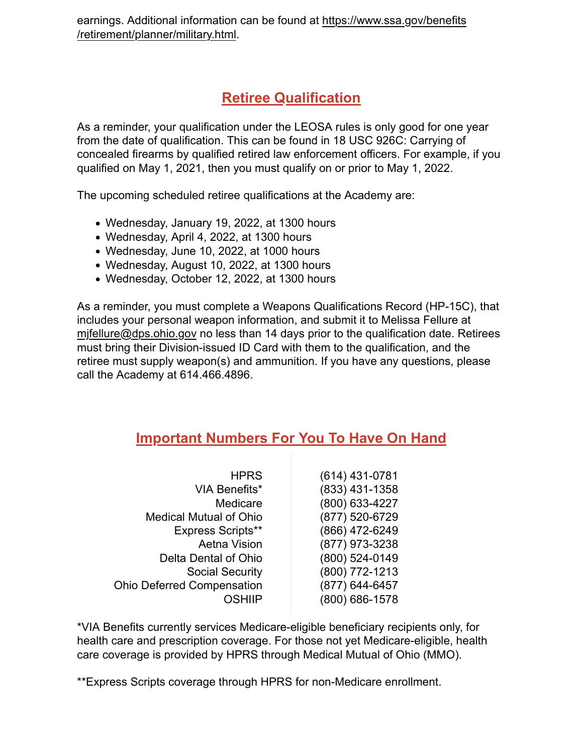earnings. Additional information can be found at https://www.ssa.gov/benefits/retirement/planner/military.html.

## Retiree Qualification

As a reminder, your qualification under the LEOSA rules is only good for one year from the date of qualification. This can be found in 18 USC 926C: Carrying of concealed firearms by qualified retired law enforcement officers. For example, if you qualified on May 1, 2021, then you must qualify on or prior to May 1, 2022.

The upcoming scheduled retiree qualifications at the Academy are:

- Wednesday, January 19, 2022, at 1300 hours
- Wednesday, April 4, 2022, at 1300 hours
- Wednesday, June 10, 2022, at 1000 hours
- Wednesday, August 10, 2022, at 1300 hours
- Wednesday, October 12, 2022, at 1300 hours

As a reminder, you must complete a Weapons Qualifications Record (HP-15C), that includes your personal weapon information, and submit it to Melissa Fellure at mjfellure@dps.ohio.gov no less than 14 days prior to the qualification date. Retirees must bring their Division-issued ID Card with them to the qualification, and the retiree must supply weapon(s) and ammunition. If you have any questions, please call the Academy at 614.466.4896.

## Important Numbers For You To Have On Hand

| | |
|---|---|
| HPRS | (614) 431-0781 |
| VIA Benefits* | (833) 431-1358 |
| Medicare | (800) 633-4227 |
| Medical Mutual of Ohio | (877) 520-6729 |
| Express Scripts** | (866) 472-6249 |
| Aetna Vision | (877) 973-3238 |
| Delta Dental of Ohio | (800) 524-0149 |
| Social Security | (800) 772-1213 |
| Ohio Deferred Compensation | (877) 644-6457 |
| OSHIIP | (800) 686-1578 |

*VIA Benefits currently services Medicare-eligible beneficiary recipients only, for health care and prescription coverage. For those not yet Medicare-eligible, health care coverage is provided by HPRS through Medical Mutual of Ohio (MMO).

**Express Scripts coverage through HPRS for non-Medicare enrollment.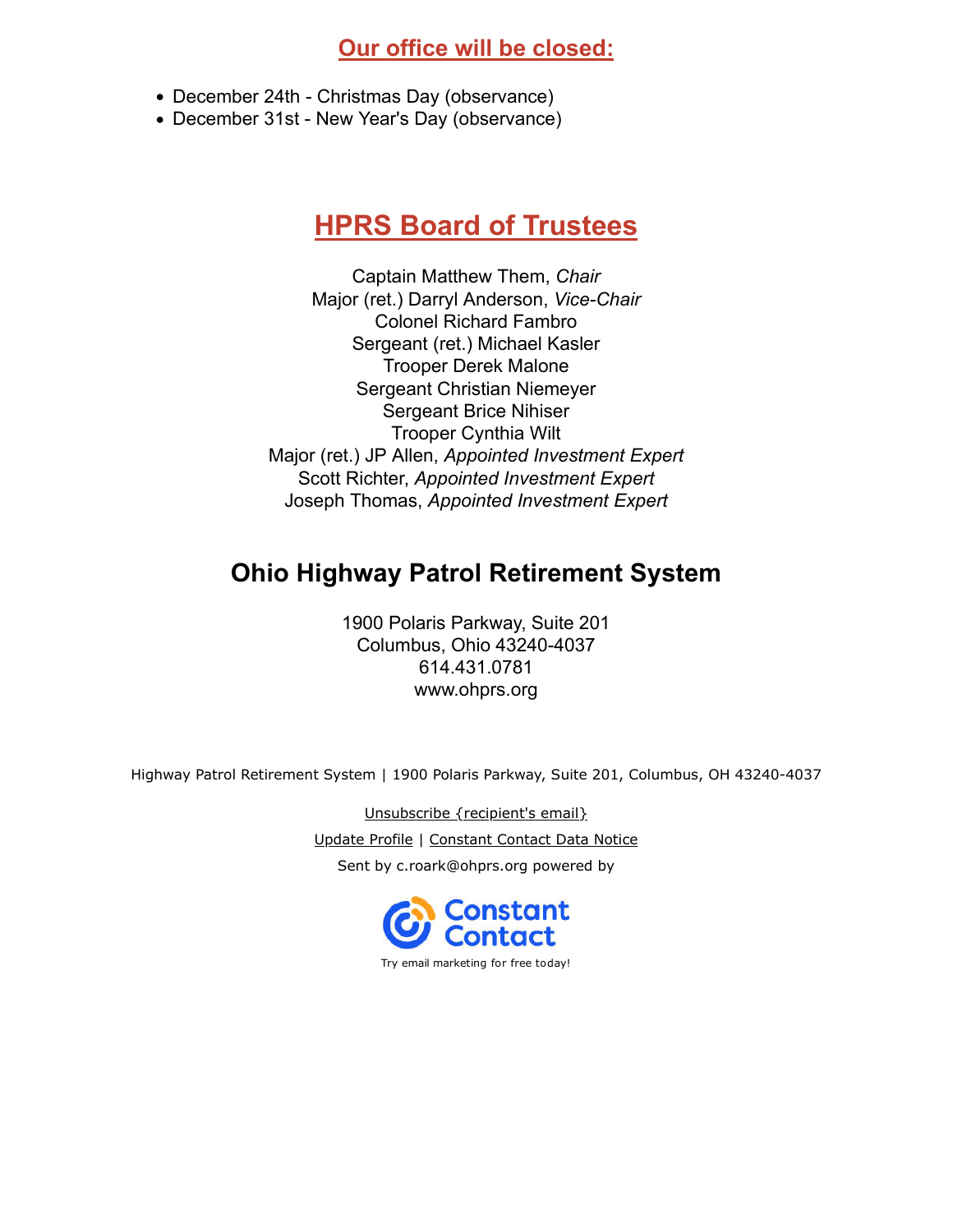## Our office will be closed:

- December 24th - Christmas Day (observance)
- December 31st - New Year's Day (observance)

## HPRS Board of Trustees

Captain Matthew Them, *Chair*
Major (ret.) Darryl Anderson, *Vice-Chair*
Colonel Richard Fambro
Sergeant (ret.) Michael Kasler
Trooper Derek Malone
Sergeant Christian Niemeyer
Sergeant Brice Nihiser
Trooper Cynthia Wilt
Major (ret.) JP Allen, *Appointed Investment Expert*
Scott Richter, *Appointed Investment Expert*
Joseph Thomas, *Appointed Investment Expert*

## Ohio Highway Patrol Retirement System

1900 Polaris Parkway, Suite 201
Columbus, Ohio 43240-4037
614.431.0781
www.ohprs.org

Highway Patrol Retirement System | 1900 Polaris Parkway, Suite 201, Columbus, OH 43240-4037

Unsubscribe {recipient's email}

Update Profile | Constant Contact Data Notice

Sent by c.roark@ohprs.org powered by

Constant Contact

Try email marketing for free today!